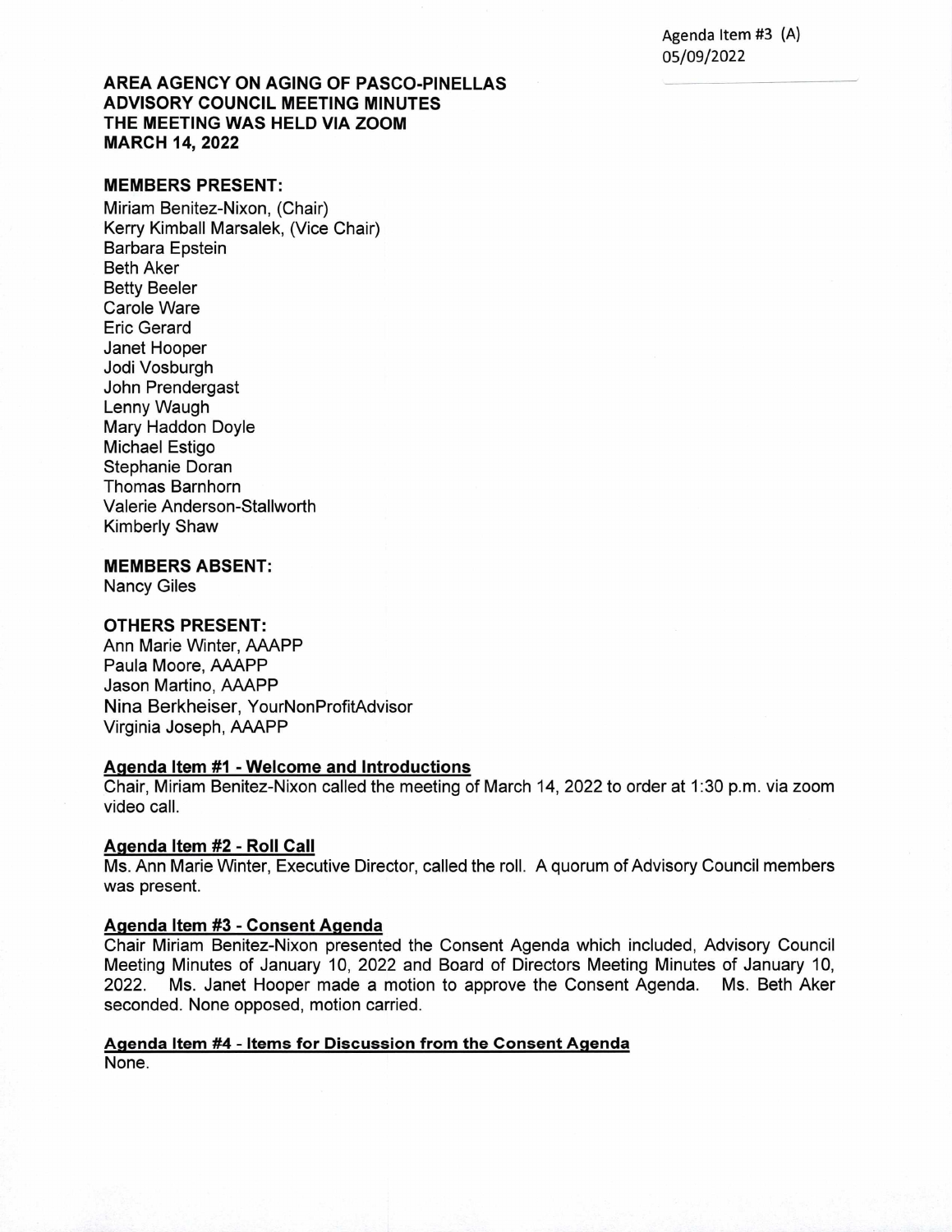Agenda Item #3 (A)
05/09/2022

**AREA AGENCY ON AGING OF PASCO-PINELLAS**
**ADVISORY COUNCIL MEETING MINUTES**
**THE MEETING WAS HELD VIA ZOOM**
**MARCH 14, 2022**

**MEMBERS PRESENT:**

Miriam Benitez-Nixon, (Chair)
Kerry Kimball Marsalek, (Vice Chair)
Barbara Epstein
Beth Aker
Betty Beeler
Carole Ware
Eric Gerard
Janet Hooper
Jodi Vosburgh
John Prendergast
Lenny Waugh
Mary Haddon Doyle
Michael Estigo
Stephanie Doran
Thomas Barnhorn
Valerie Anderson-Stallworth
Kimberly Shaw

**MEMBERS ABSENT:**

Nancy Giles

**OTHERS PRESENT:**

Ann Marie Winter, AAAPP
Paula Moore, AAAPP
Jason Martino, AAAPP
Nina Berkheiser, YourNonProfitAdvisor
Virginia Joseph, AAAPP

**Agenda Item #1 - Welcome and Introductions**

Chair, Miriam Benitez-Nixon called the meeting of March 14, 2022 to order at 1:30 p.m. via zoom video call.

**Agenda Item #2 - Roll Call**

Ms. Ann Marie Winter, Executive Director, called the roll. A quorum of Advisory Council members was present.

**Agenda Item #3 - Consent Agenda**

Chair Miriam Benitez-Nixon presented the Consent Agenda which included, Advisory Council Meeting Minutes of January 10, 2022 and Board of Directors Meeting Minutes of January 10, 2022. Ms. Janet Hooper made a motion to approve the Consent Agenda. Ms. Beth Aker seconded. None opposed, motion carried.

**Agenda Item #4 - Items for Discussion from the Consent Agenda**

None.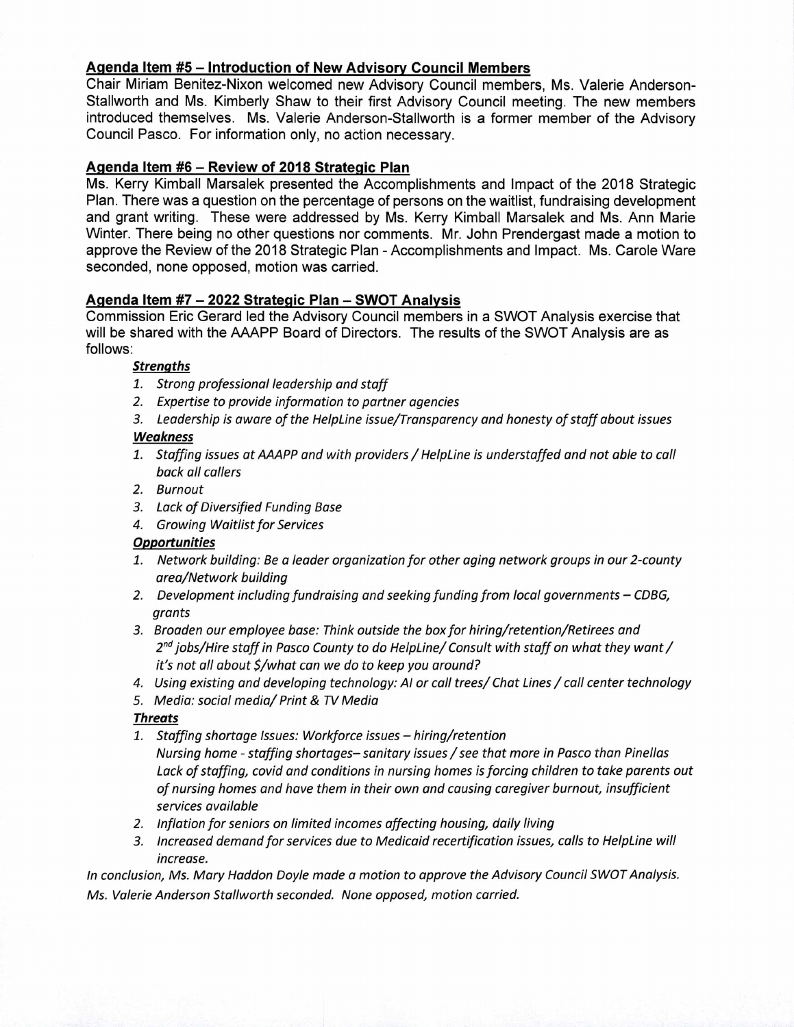## Agenda Item #5 – Introduction of New Advisory Council Members

Chair Miriam Benitez-Nixon welcomed new Advisory Council members, Ms. Valerie Anderson-Stallworth and Ms. Kimberly Shaw to their first Advisory Council meeting. The new members introduced themselves. Ms. Valerie Anderson-Stallworth is a former member of the Advisory Council Pasco. For information only, no action necessary.

## Agenda Item #6 – Review of 2018 Strategic Plan

Ms. Kerry Kimball Marsalek presented the Accomplishments and Impact of the 2018 Strategic Plan. There was a question on the percentage of persons on the waitlist, fundraising development and grant writing. These were addressed by Ms. Kerry Kimball Marsalek and Ms. Ann Marie Winter. There being no other questions nor comments. Mr. John Prendergast made a motion to approve the Review of the 2018 Strategic Plan - Accomplishments and Impact. Ms. Carole Ware seconded, none opposed, motion was carried.

## Agenda Item #7 – 2022 Strategic Plan – SWOT Analysis

Commission Eric Gerard led the Advisory Council members in a SWOT Analysis exercise that will be shared with the AAAPP Board of Directors. The results of the SWOT Analysis are as follows:

***Strengths***

1. *Strong professional leadership and staff*
2. *Expertise to provide information to partner agencies*
3. *Leadership is aware of the HelpLine issue/Transparency and honesty of staff about issues*

***Weakness***

1. *Staffing issues at AAAPP and with providers / HelpLine is understaffed and not able to call back all callers*
2. *Burnout*
3. *Lack of Diversified Funding Base*
4. *Growing Waitlist for Services*

***Opportunities***

1. *Network building: Be a leader organization for other aging network groups in our 2-county area/Network building*
2. *Development including fundraising and seeking funding from local governments – CDBG, grants*
3. *Broaden our employee base: Think outside the box for hiring/retention/Retirees and 2nd jobs/Hire staff in Pasco County to do HelpLine/ Consult with staff on what they want / it's not all about $/what can we do to keep you around?*
4. *Using existing and developing technology: AI or call trees/ Chat Lines / call center technology*
5. *Media: social media/ Print & TV Media*

***Threats***

1. *Staffing shortage Issues: Workforce issues – hiring/retention*
   *Nursing home - staffing shortages– sanitary issues / see that more in Pasco than Pinellas*
   *Lack of staffing, covid and conditions in nursing homes is forcing children to take parents out of nursing homes and have them in their own and causing caregiver burnout, insufficient services available*
2. *Inflation for seniors on limited incomes affecting housing, daily living*
3. *Increased demand for services due to Medicaid recertification issues, calls to HelpLine will increase.*

*In conclusion, Ms. Mary Haddon Doyle made a motion to approve the Advisory Council SWOT Analysis. Ms. Valerie Anderson Stallworth seconded. None opposed, motion carried.*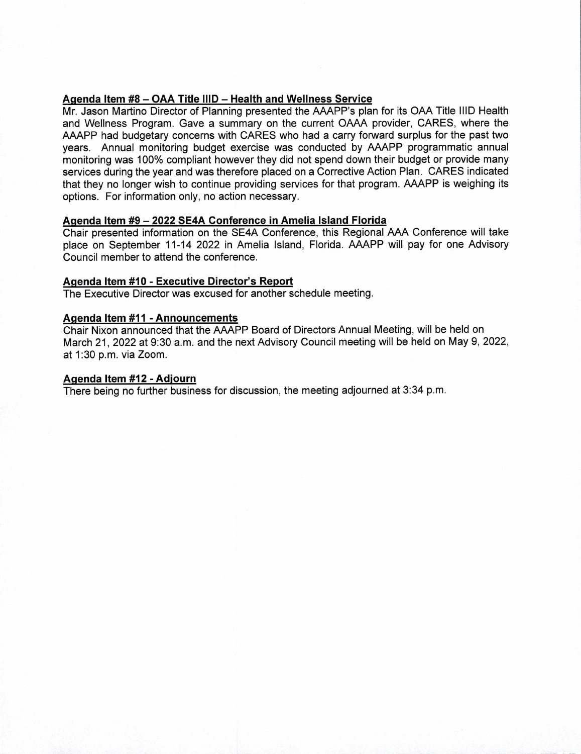**Agenda Item #8 – OAA Title IIID – Health and Wellness Service**

Mr. Jason Martino Director of Planning presented the AAAPP's plan for its OAA Title IIID Health and Wellness Program. Gave a summary on the current OAAA provider, CARES, where the AAAPP had budgetary concerns with CARES who had a carry forward surplus for the past two years. Annual monitoring budget exercise was conducted by AAAPP programmatic annual monitoring was 100% compliant however they did not spend down their budget or provide many services during the year and was therefore placed on a Corrective Action Plan. CARES indicated that they no longer wish to continue providing services for that program. AAAPP is weighing its options. For information only, no action necessary.

**Agenda Item #9 – 2022 SE4A Conference in Amelia Island Florida**

Chair presented information on the SE4A Conference, this Regional AAA Conference will take place on September 11-14 2022 in Amelia Island, Florida. AAAPP will pay for one Advisory Council member to attend the conference.

**Agenda Item #10 - Executive Director's Report**

The Executive Director was excused for another schedule meeting.

**Agenda Item #11 - Announcements**

Chair Nixon announced that the AAAPP Board of Directors Annual Meeting, will be held on March 21, 2022 at 9:30 a.m. and the next Advisory Council meeting will be held on May 9, 2022, at 1:30 p.m. via Zoom.

**Agenda Item #12 - Adjourn**

There being no further business for discussion, the meeting adjourned at 3:34 p.m.